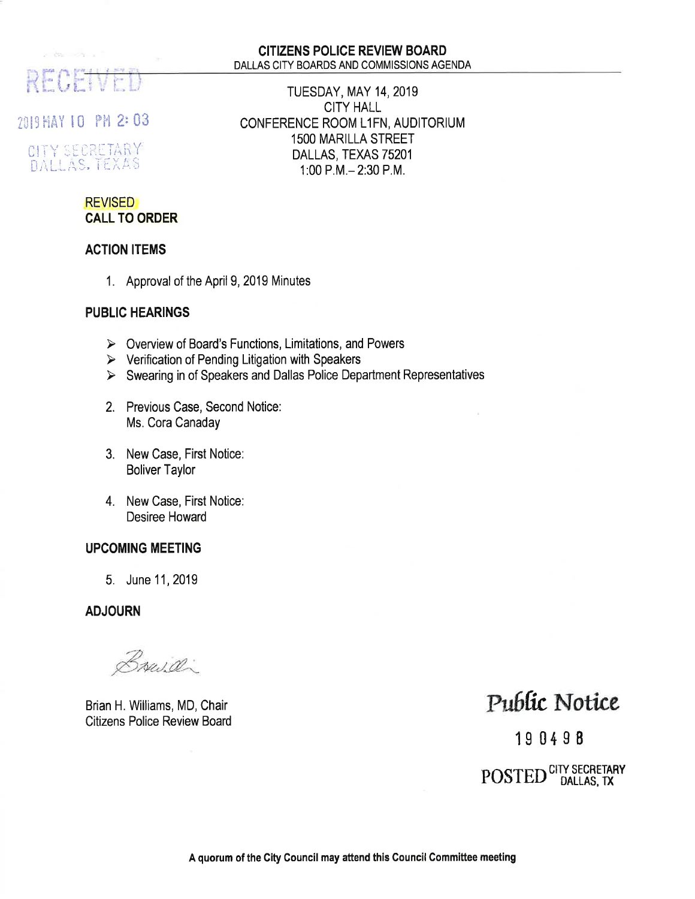RECEIVED

2019 MAY 10 PM 2:03

CITY SECRETARY
DALLAS, TEXAS

# CITIZENS POLICE REVIEW BOARD

DALLAS CITY BOARDS AND COMMISSIONS AGENDA

TUESDAY, MAY 14, 2019
CITY HALL
CONFERENCE ROOM L1FN, AUDITORIUM
1500 MARILLA STREET
DALLAS, TEXAS 75201
1:00 P.M.– 2:30 P.M.

**REVISED**

**CALL TO ORDER**

**ACTION ITEMS**

1. Approval of the April 9, 2019 Minutes

**PUBLIC HEARINGS**

- Overview of Board's Functions, Limitations, and Powers
- Verification of Pending Litigation with Speakers
- Swearing in of Speakers and Dallas Police Department Representatives

2. Previous Case, Second Notice:
   Ms. Cora Canaday

3. New Case, First Notice:
   Boliver Taylor

4. New Case, First Notice:
   Desiree Howard

**UPCOMING MEETING**

5. June 11, 2019

**ADJOURN**

Brian H. Williams, MD, Chair
Citizens Police Review Board

Public Notice

190498

POSTED CITY SECRETARY DALLAS, TX

**A quorum of the City Council may attend this Council Committee meeting**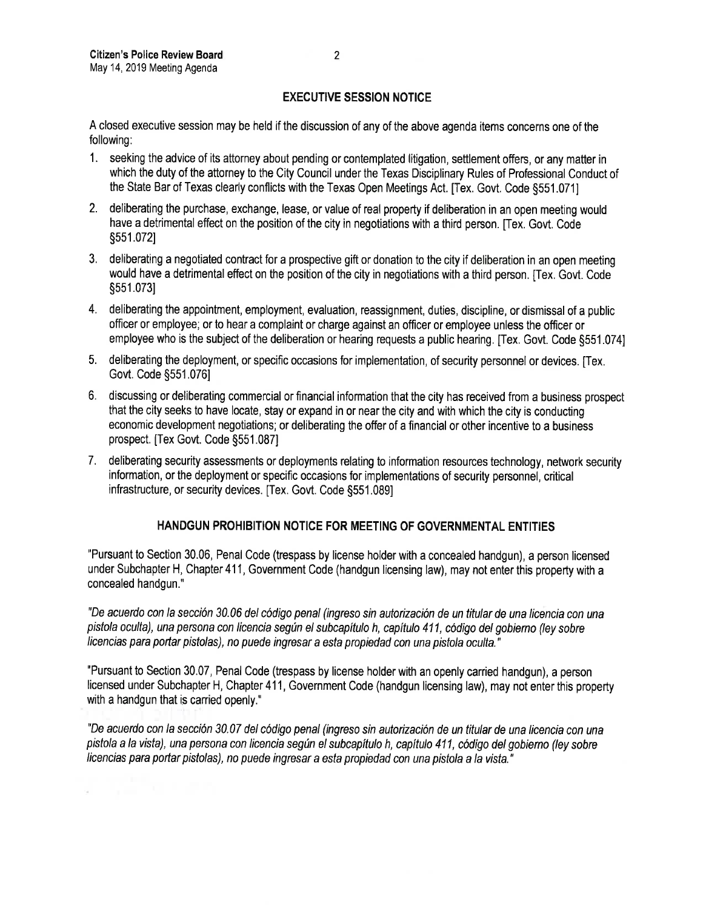## EXECUTIVE SESSION NOTICE

A closed executive session may be held if the discussion of any of the above agenda items concerns one of the following:

1. seeking the advice of its attorney about pending or contemplated litigation, settlement offers, or any matter in which the duty of the attorney to the City Council under the Texas Disciplinary Rules of Professional Conduct of the State Bar of Texas clearly conflicts with the Texas Open Meetings Act. [Tex. Govt. Code §551.071]
2. deliberating the purchase, exchange, lease, or value of real property if deliberation in an open meeting would have a detrimental effect on the position of the city in negotiations with a third person. [Tex. Govt. Code §551.072]
3. deliberating a negotiated contract for a prospective gift or donation to the city if deliberation in an open meeting would have a detrimental effect on the position of the city in negotiations with a third person. [Tex. Govt. Code §551.073]
4. deliberating the appointment, employment, evaluation, reassignment, duties, discipline, or dismissal of a public officer or employee; or to hear a complaint or charge against an officer or employee unless the officer or employee who is the subject of the deliberation or hearing requests a public hearing. [Tex. Govt. Code §551.074]
5. deliberating the deployment, or specific occasions for implementation, of security personnel or devices. [Tex. Govt. Code §551.076]
6. discussing or deliberating commercial or financial information that the city has received from a business prospect that the city seeks to have locate, stay or expand in or near the city and with which the city is conducting economic development negotiations; or deliberating the offer of a financial or other incentive to a business prospect. [Tex Govt. Code §551.087]
7. deliberating security assessments or deployments relating to information resources technology, network security information, or the deployment or specific occasions for implementations of security personnel, critical infrastructure, or security devices. [Tex. Govt. Code §551.089]

## HANDGUN PROHIBITION NOTICE FOR MEETING OF GOVERNMENTAL ENTITIES

"Pursuant to Section 30.06, Penal Code (trespass by license holder with a concealed handgun), a person licensed under Subchapter H, Chapter 411, Government Code (handgun licensing law), may not enter this property with a concealed handgun."

*"De acuerdo con la sección 30.06 del código penal (ingreso sin autorización de un titular de una licencia con una pistola oculta), una persona con licencia según el subcapítulo h, capítulo 411, código del gobierno (ley sobre licencias para portar pistolas), no puede ingresar a esta propiedad con una pistola oculta."*

"Pursuant to Section 30.07, Penal Code (trespass by license holder with an openly carried handgun), a person licensed under Subchapter H, Chapter 411, Government Code (handgun licensing law), may not enter this property with a handgun that is carried openly."

*"De acuerdo con la sección 30.07 del código penal (ingreso sin autorización de un titular de una licencia con una pistola a la vista), una persona con licencia según el subcapítulo h, capítulo 411, código del gobierno (ley sobre licencias para portar pistolas), no puede ingresar a esta propiedad con una pistola a la vista."*